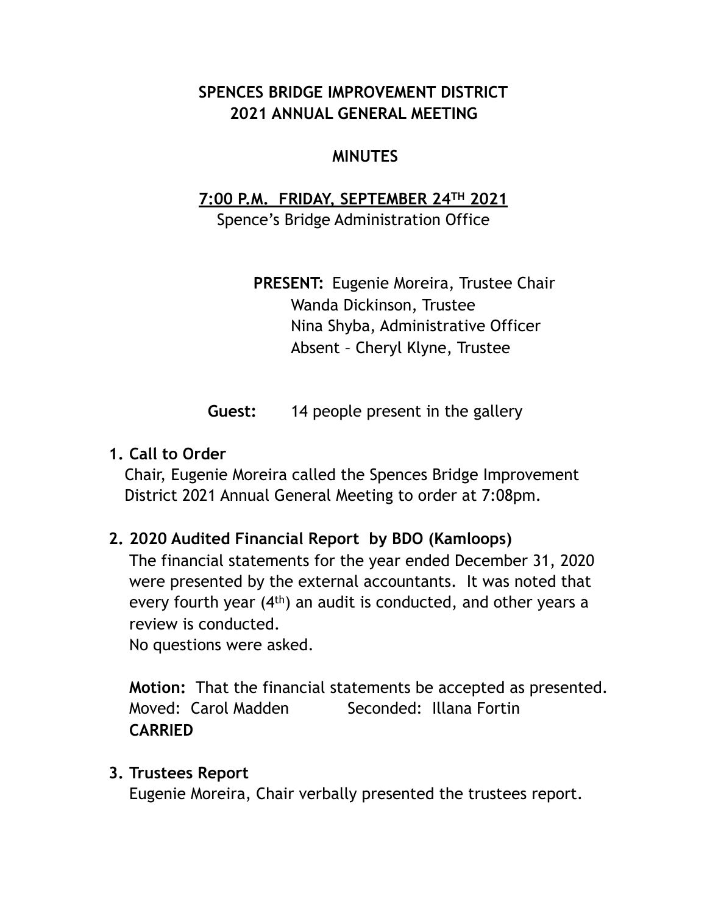# SPENCES BRIDGE IMPROVEMENT DISTRICT
# 2021 ANNUAL GENERAL MEETING

## MINUTES

**7:00 P.M. FRIDAY, SEPTEMBER 24TH 2021**

Spence's Bridge Administration Office

**PRESENT:** Eugenie Moreira, Trustee Chair
Wanda Dickinson, Trustee
Nina Shyba, Administrative Officer
Absent – Cheryl Klyne, Trustee

**Guest:** 14 people present in the gallery

1. **Call to Order**

   Chair, Eugenie Moreira called the Spences Bridge Improvement District 2021 Annual General Meeting to order at 7:08pm.

2. **2020 Audited Financial Report by BDO (Kamloops)**

   The financial statements for the year ended December 31, 2020 were presented by the external accountants. It was noted that every fourth year (4th) an audit is conducted, and other years a review is conducted.

   No questions were asked.

   **Motion:** That the financial statements be accepted as presented.
   Moved: Carol Madden Seconded: Illana Fortin
   **CARRIED**

3. **Trustees Report**

   Eugenie Moreira, Chair verbally presented the trustees report.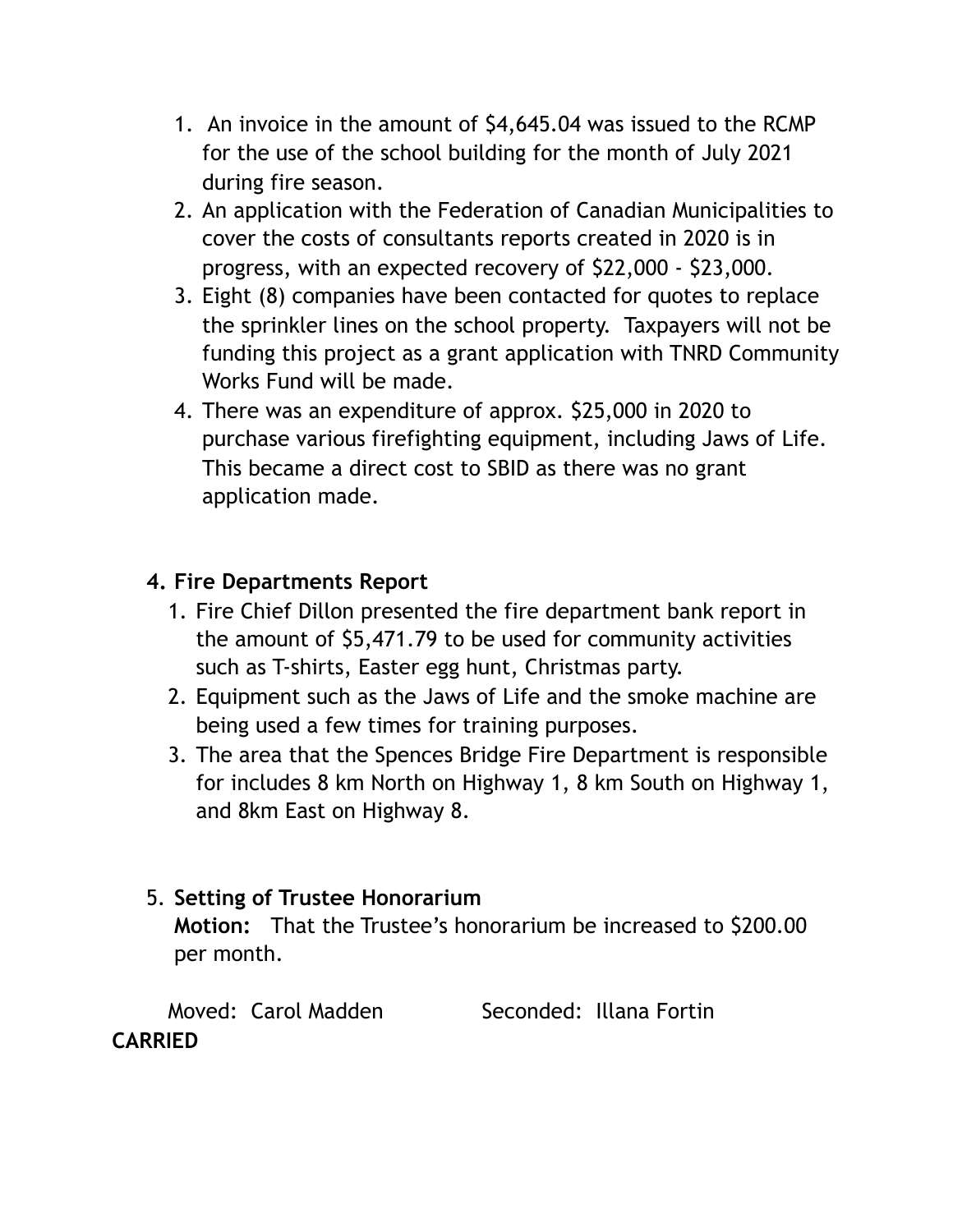1. An invoice in the amount of $4,645.04 was issued to the RCMP for the use of the school building for the month of July 2021 during fire season.
2. An application with the Federation of Canadian Municipalities to cover the costs of consultants reports created in 2020 is in progress, with an expected recovery of $22,000 - $23,000.
3. Eight (8) companies have been contacted for quotes to replace the sprinkler lines on the school property. Taxpayers will not be funding this project as a grant application with TNRD Community Works Fund will be made.
4. There was an expenditure of approx. $25,000 in 2020 to purchase various firefighting equipment, including Jaws of Life. This became a direct cost to SBID as there was no grant application made.

**4. Fire Departments Report**

1. Fire Chief Dillon presented the fire department bank report in the amount of $5,471.79 to be used for community activities such as T-shirts, Easter egg hunt, Christmas party.
2. Equipment such as the Jaws of Life and the smoke machine are being used a few times for training purposes.
3. The area that the Spences Bridge Fire Department is responsible for includes 8 km North on Highway 1, 8 km South on Highway 1, and 8km East on Highway 8.

5. **Setting of Trustee Honorarium**

**Motion:** That the Trustee's honorarium be increased to $200.00 per month.

Moved: Carol Madden Seconded: Illana Fortin

**CARRIED**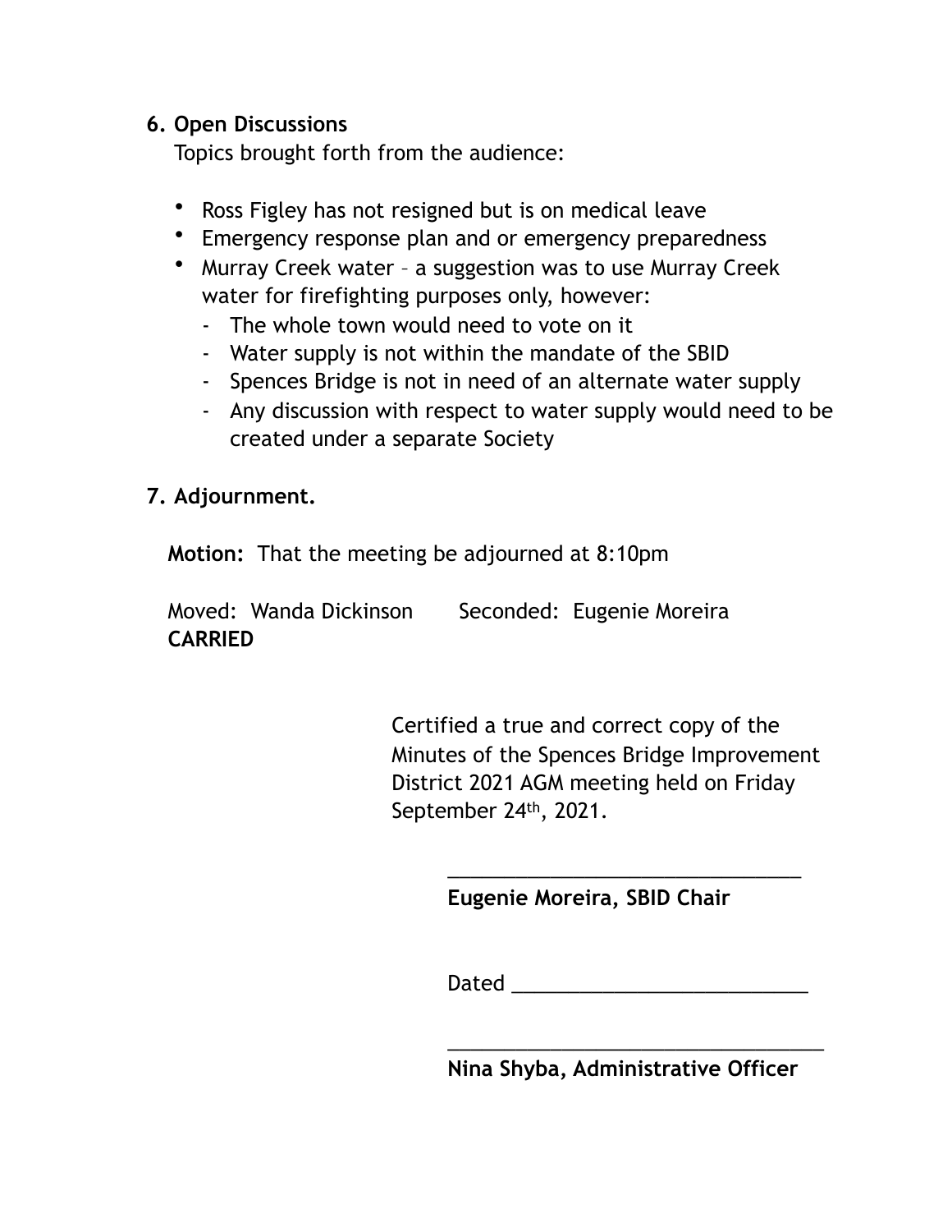6. **Open Discussions**
   Topics brought forth from the audience:

   - Ross Figley has not resigned but is on medical leave
   - Emergency response plan and or emergency preparedness
   - Murray Creek water – a suggestion was to use Murray Creek water for firefighting purposes only, however:
     - The whole town would need to vote on it
     - Water supply is not within the mandate of the SBID
     - Spences Bridge is not in need of an alternate water supply
     - Any discussion with respect to water supply would need to be created under a separate Society

7. **Adjournment.**

   **Motion:** That the meeting be adjourned at 8:10pm

   Moved: Wanda Dickinson Seconded: Eugenie Moreira
   **CARRIED**

Certified a true and correct copy of the Minutes of the Spences Bridge Improvement District 2021 AGM meeting held on Friday September 24th, 2021.

\_\_\_\_\_\_\_\_\_\_\_\_\_\_\_\_\_\_\_\_\_\_\_\_\_\_\_\_\_\_\_\_
**Eugenie Moreira, SBID Chair**

Dated \_\_\_\_\_\_\_\_\_\_\_\_\_\_\_\_\_\_\_\_\_\_\_\_\_\_

\_\_\_\_\_\_\_\_\_\_\_\_\_\_\_\_\_\_\_\_\_\_\_\_\_\_\_\_\_\_\_\_
**Nina Shyba, Administrative Officer**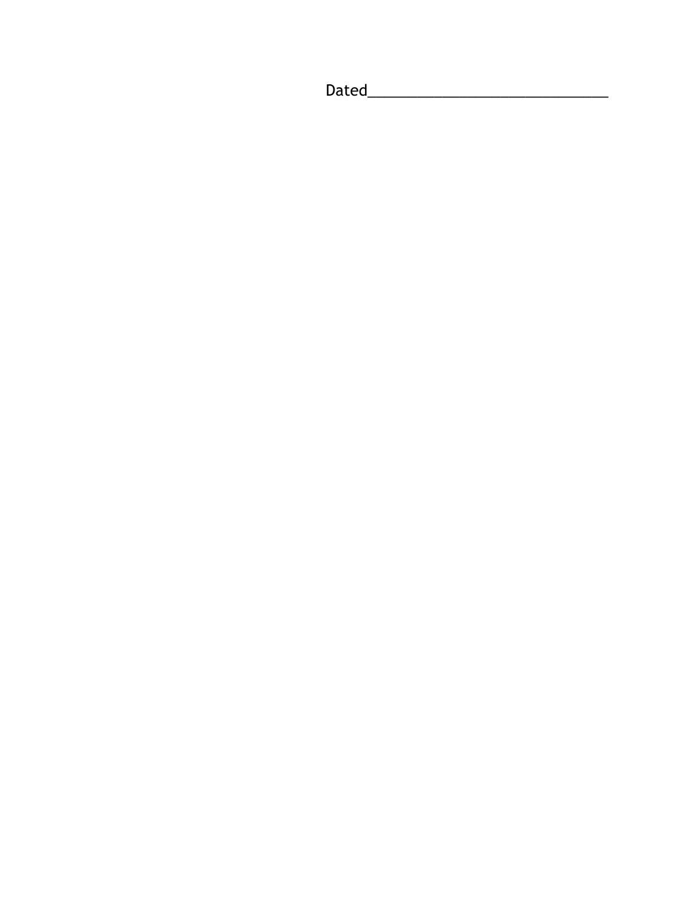Dated_____________________________